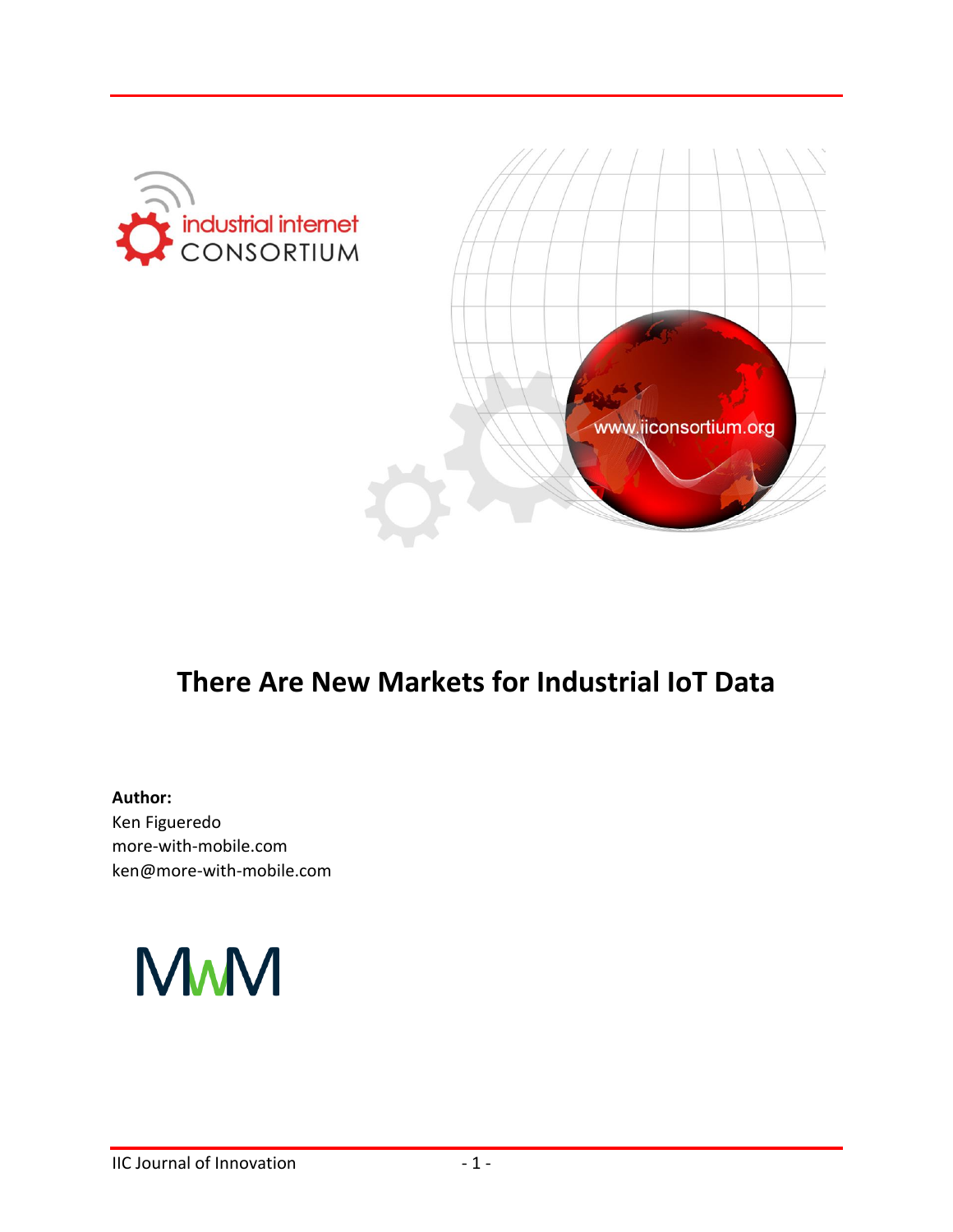# There Are New Markets for Industrial IoT Data

**Author:**
Ken Figueredo
more-with-mobile.com
ken@more-with-mobile.com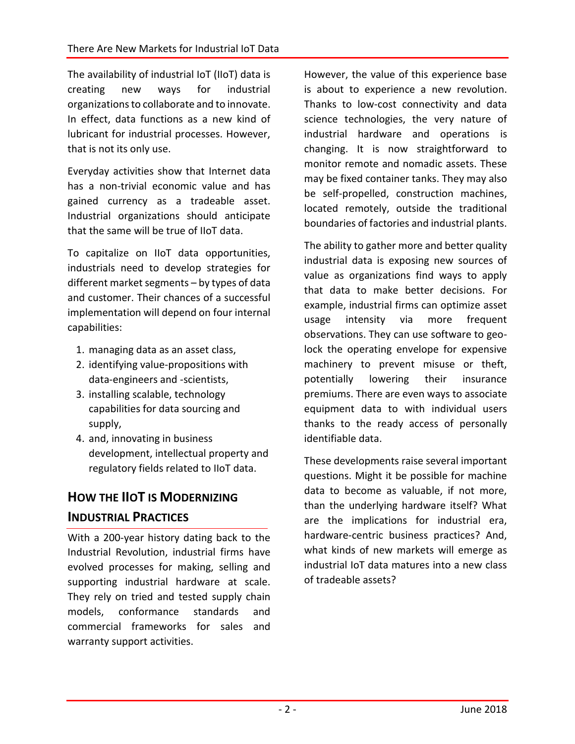The availability of industrial IoT (IIoT) data is creating new ways for industrial organizations to collaborate and to innovate. In effect, data functions as a new kind of lubricant for industrial processes. However, that is not its only use.

Everyday activities show that Internet data has a non-trivial economic value and has gained currency as a tradeable asset. Industrial organizations should anticipate that the same will be true of IIoT data.

To capitalize on IIoT data opportunities, industrials need to develop strategies for different market segments – by types of data and customer. Their chances of a successful implementation will depend on four internal capabilities:

1. managing data as an asset class,
2. identifying value-propositions with data-engineers and -scientists,
3. installing scalable, technology capabilities for data sourcing and supply,
4. and, innovating in business development, intellectual property and regulatory fields related to IIoT data.

## How the IIoT is Modernizing Industrial Practices

With a 200-year history dating back to the Industrial Revolution, industrial firms have evolved processes for making, selling and supporting industrial hardware at scale. They rely on tried and tested supply chain models, conformance standards and commercial frameworks for sales and warranty support activities.

However, the value of this experience base is about to experience a new revolution. Thanks to low-cost connectivity and data science technologies, the very nature of industrial hardware and operations is changing. It is now straightforward to monitor remote and nomadic assets. These may be fixed container tanks. They may also be self-propelled, construction machines, located remotely, outside the traditional boundaries of factories and industrial plants.

The ability to gather more and better quality industrial data is exposing new sources of value as organizations find ways to apply that data to make better decisions. For example, industrial firms can optimize asset usage intensity via more frequent observations. They can use software to geo-lock the operating envelope for expensive machinery to prevent misuse or theft, potentially lowering their insurance premiums. There are even ways to associate equipment data to with individual users thanks to the ready access of personally identifiable data.

These developments raise several important questions. Might it be possible for machine data to become as valuable, if not more, than the underlying hardware itself? What are the implications for industrial era, hardware-centric business practices? And, what kinds of new markets will emerge as industrial IoT data matures into a new class of tradeable assets?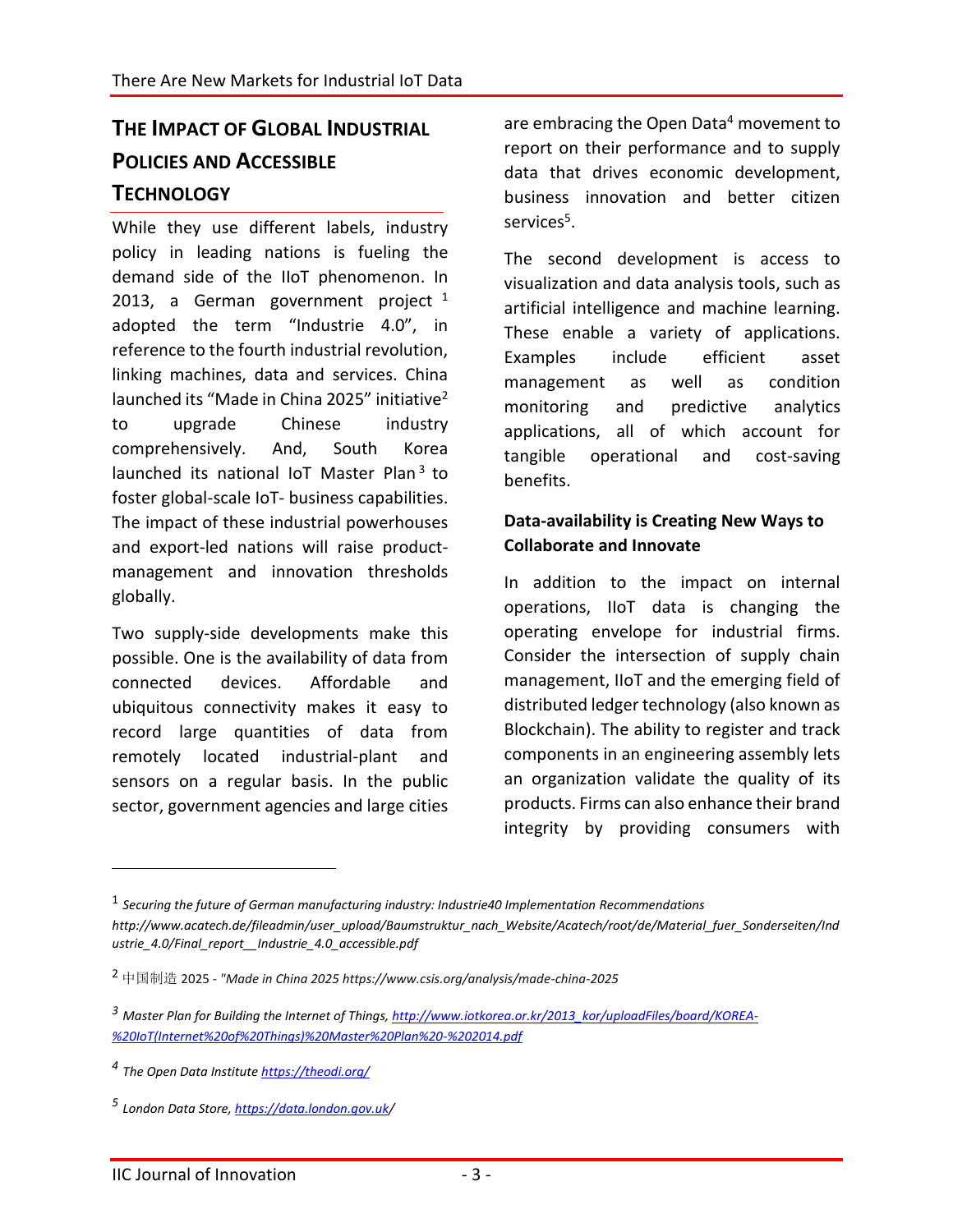## THE IMPACT OF GLOBAL INDUSTRIAL POLICIES AND ACCESSIBLE TECHNOLOGY

While they use different labels, industry policy in leading nations is fueling the demand side of the IIoT phenomenon. In 2013, a German government project [1] adopted the term "Industrie 4.0", in reference to the fourth industrial revolution, linking machines, data and services. China launched its "Made in China 2025" initiative[2] to upgrade Chinese industry comprehensively. And, South Korea launched its national IoT Master Plan[3] to foster global-scale IoT- business capabilities. The impact of these industrial powerhouses and export-led nations will raise product-management and innovation thresholds globally.

Two supply-side developments make this possible. One is the availability of data from connected devices. Affordable and ubiquitous connectivity makes it easy to record large quantities of data from remotely located industrial-plant and sensors on a regular basis. In the public sector, government agencies and large cities are embracing the Open Data[4] movement to report on their performance and to supply data that drives economic development, business innovation and better citizen services[5].

The second development is access to visualization and data analysis tools, such as artificial intelligence and machine learning. These enable a variety of applications. Examples include efficient asset management as well as condition monitoring and predictive analytics applications, all of which account for tangible operational and cost-saving benefits.

### Data-availability is Creating New Ways to Collaborate and Innovate

In addition to the impact on internal operations, IIoT data is changing the operating envelope for industrial firms. Consider the intersection of supply chain management, IIoT and the emerging field of distributed ledger technology (also known as Blockchain). The ability to register and track components in an engineering assembly lets an organization validate the quality of its products. Firms can also enhance their brand integrity by providing consumers with

---

[1] *Securing the future of German manufacturing industry: Industrie40 Implementation Recommendations http://www.acatech.de/fileadmin/user_upload/Baumstruktur_nach_Website/Acatech/root/de/Material_fuer_Sonderseiten/Industrie_4.0/Final_report__Industrie_4.0_accessible.pdf*

[2] 中国制造 2025 - *"Made in China 2025 https://www.csis.org/analysis/made-china-2025*

[3] *Master Plan for Building the Internet of Things, http://www.iotkorea.or.kr/2013_kor/uploadFiles/board/KOREA-%20IoT(Internet%20of%20Things)%20Master%20Plan%20-%202014.pdf*

[4] *The Open Data Institute https://theodi.org/*

[5] *London Data Store, https://data.london.gov.uk/*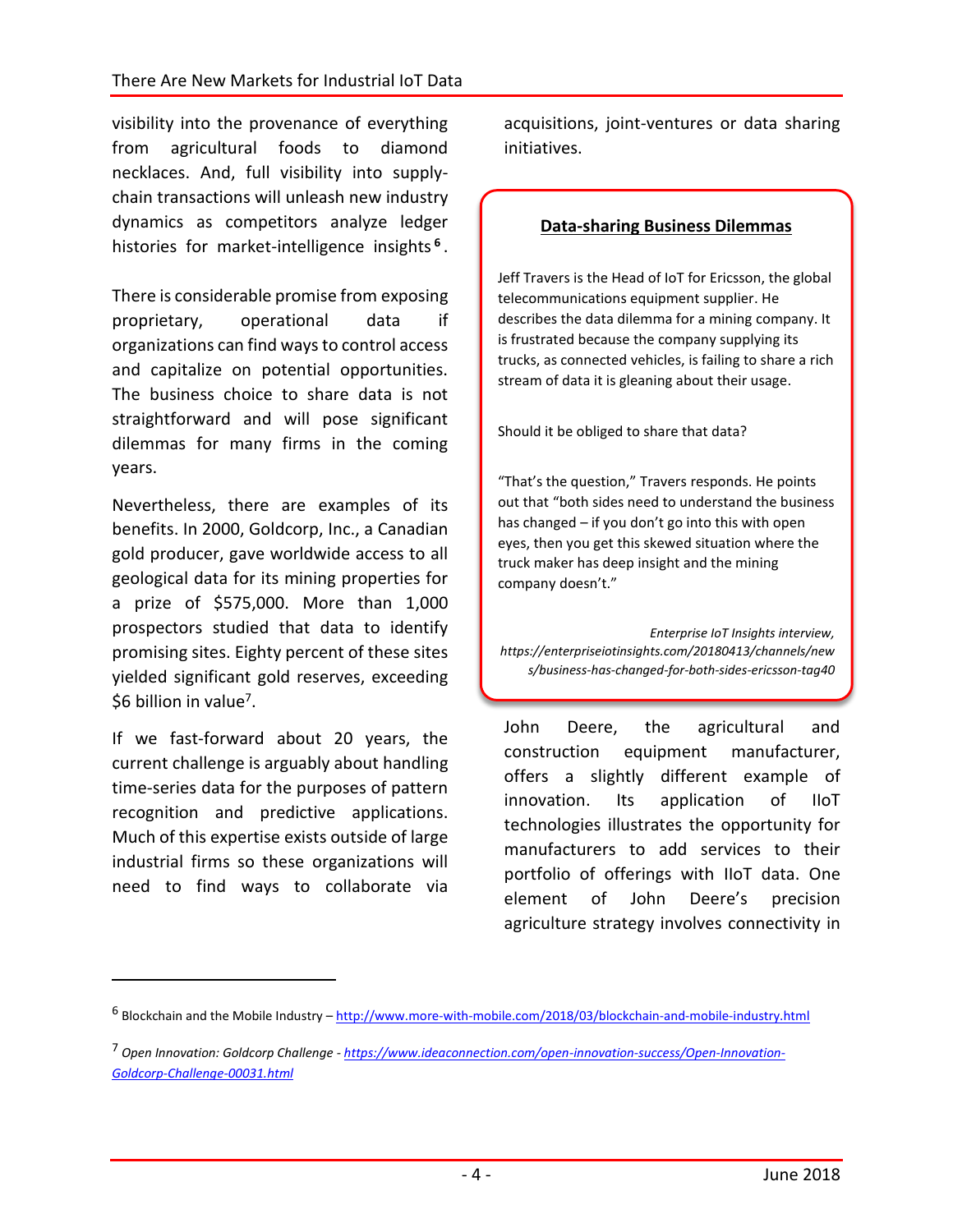visibility into the provenance of everything from agricultural foods to diamond necklaces. And, full visibility into supply-chain transactions will unleash new industry dynamics as competitors analyze ledger histories for market-intelligence insights[6].

There is considerable promise from exposing proprietary, operational data if organizations can find ways to control access and capitalize on potential opportunities. The business choice to share data is not straightforward and will pose significant dilemmas for many firms in the coming years.

Nevertheless, there are examples of its benefits. In 2000, Goldcorp, Inc., a Canadian gold producer, gave worldwide access to all geological data for its mining properties for a prize of $575,000. More than 1,000 prospectors studied that data to identify promising sites. Eighty percent of these sites yielded significant gold reserves, exceeding $6 billion in value[7].

If we fast-forward about 20 years, the current challenge is arguably about handling time-series data for the purposes of pattern recognition and predictive applications. Much of this expertise exists outside of large industrial firms so these organizations will need to find ways to collaborate via acquisitions, joint-ventures or data sharing initiatives.

> **Data-sharing Business Dilemmas**
>
> Jeff Travers is the Head of IoT for Ericsson, the global telecommunications equipment supplier. He describes the data dilemma for a mining company. It is frustrated because the company supplying its trucks, as connected vehicles, is failing to share a rich stream of data it is gleaning about their usage.
>
> Should it be obliged to share that data?
>
> "That's the question," Travers responds. He points out that "both sides need to understand the business has changed – if you don't go into this with open eyes, then you get this skewed situation where the truck maker has deep insight and the mining company doesn't."
>
> *Enterprise IoT Insights interview, https://enterpriseiotinsights.com/20180413/channels/news/business-has-changed-for-both-sides-ericsson-tag40*

John Deere, the agricultural and construction equipment manufacturer, offers a slightly different example of innovation. Its application of IIoT technologies illustrates the opportunity for manufacturers to add services to their portfolio of offerings with IIoT data. One element of John Deere's precision agriculture strategy involves connectivity in

---

[6] Blockchain and the Mobile Industry – http://www.more-with-mobile.com/2018/03/blockchain-and-mobile-industry.html

[7] *Open Innovation: Goldcorp Challenge - https://www.ideaconnection.com/open-innovation-success/Open-Innovation-Goldcorp-Challenge-00031.html*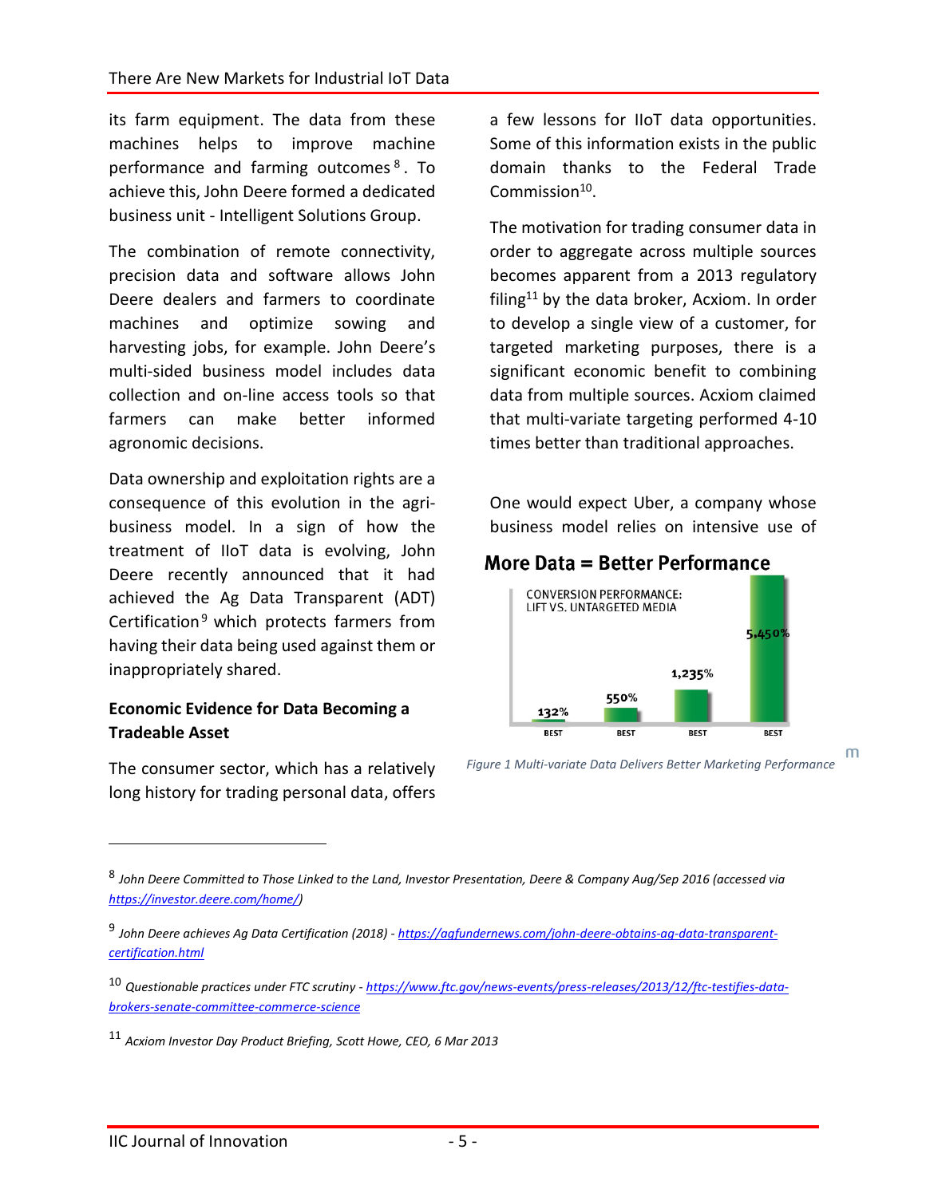its farm equipment. The data from these machines helps to improve machine performance and farming outcomes[8]. To achieve this, John Deere formed a dedicated business unit - Intelligent Solutions Group.

The combination of remote connectivity, precision data and software allows John Deere dealers and farmers to coordinate machines and optimize sowing and harvesting jobs, for example. John Deere's multi-sided business model includes data collection and on-line access tools so that farmers can make better informed agronomic decisions.

Data ownership and exploitation rights are a consequence of this evolution in the agri-business model. In a sign of how the treatment of IIoT data is evolving, John Deere recently announced that it had achieved the Ag Data Transparent (ADT) Certification[9] which protects farmers from having their data being used against them or inappropriately shared.

### Economic Evidence for Data Becoming a Tradeable Asset

The consumer sector, which has a relatively long history for trading personal data, offers a few lessons for IIoT data opportunities. Some of this information exists in the public domain thanks to the Federal Trade Commission[10].

The motivation for trading consumer data in order to aggregate across multiple sources becomes apparent from a 2013 regulatory filing[11] by the data broker, Acxiom. In order to develop a single view of a customer, for targeted marketing purposes, there is a significant economic benefit to combining data from multiple sources. Acxiom claimed that multi-variate targeting performed 4-10 times better than traditional approaches.

One would expect Uber, a company whose business model relies on intensive use of

**More Data = Better Performance**

CONVERSION PERFORMANCE: LIFT VS. UNTARGETED MEDIA

| BEST | BEST | BEST | BEST |
|---|---|---|---|
| 132% | 550% | 1,235% | 5,450% |

*Figure 1 Multi-variate Data Delivers Better Marketing Performance*

---

[8] *John Deere Committed to Those Linked to the Land, Investor Presentation, Deere & Company Aug/Sep 2016 (accessed via https://investor.deere.com/home/)*

[9] *John Deere achieves Ag Data Certification (2018) - https://agfundernews.com/john-deere-obtains-ag-data-transparent-certification.html*

[10] *Questionable practices under FTC scrutiny - https://www.ftc.gov/news-events/press-releases/2013/12/ftc-testifies-data-brokers-senate-committee-commerce-science*

[11] *Acxiom Investor Day Product Briefing, Scott Howe, CEO, 6 Mar 2013*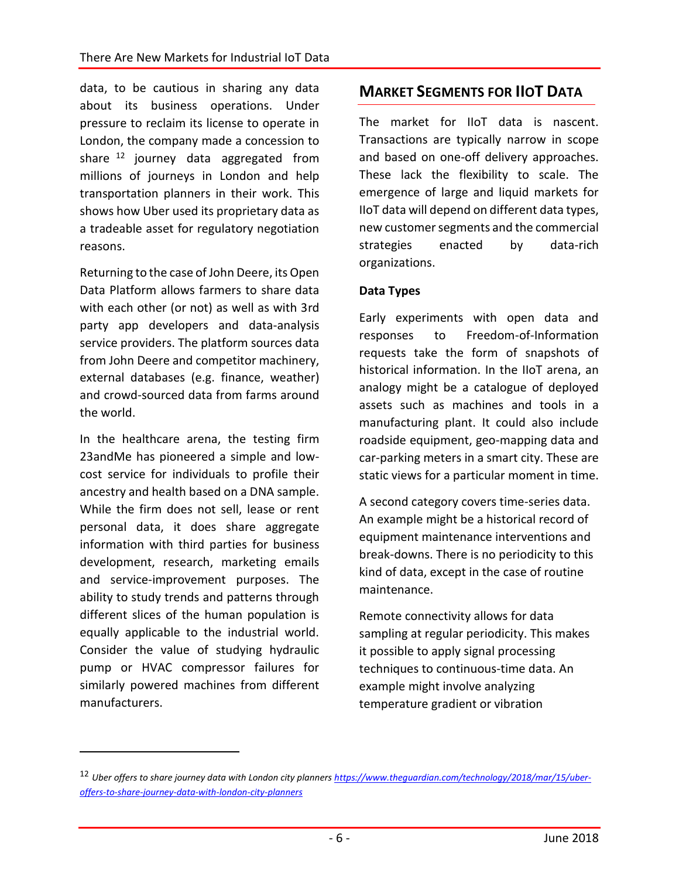data, to be cautious in sharing any data about its business operations. Under pressure to reclaim its license to operate in London, the company made a concession to share [12] journey data aggregated from millions of journeys in London and help transportation planners in their work. This shows how Uber used its proprietary data as a tradeable asset for regulatory negotiation reasons.

Returning to the case of John Deere, its Open Data Platform allows farmers to share data with each other (or not) as well as with 3rd party app developers and data-analysis service providers. The platform sources data from John Deere and competitor machinery, external databases (e.g. finance, weather) and crowd-sourced data from farms around the world.

In the healthcare arena, the testing firm 23andMe has pioneered a simple and low-cost service for individuals to profile their ancestry and health based on a DNA sample. While the firm does not sell, lease or rent personal data, it does share aggregate information with third parties for business development, research, marketing emails and service-improvement purposes. The ability to study trends and patterns through different slices of the human population is equally applicable to the industrial world. Consider the value of studying hydraulic pump or HVAC compressor failures for similarly powered machines from different manufacturers.

## MARKET SEGMENTS FOR IIOT DATA

The market for IIoT data is nascent. Transactions are typically narrow in scope and based on one-off delivery approaches. These lack the flexibility to scale. The emergence of large and liquid markets for IIoT data will depend on different data types, new customer segments and the commercial strategies enacted by data-rich organizations.

**Data Types**

Early experiments with open data and responses to Freedom-of-Information requests take the form of snapshots of historical information. In the IIoT arena, an analogy might be a catalogue of deployed assets such as machines and tools in a manufacturing plant. It could also include roadside equipment, geo-mapping data and car-parking meters in a smart city. These are static views for a particular moment in time.

A second category covers time-series data. An example might be a historical record of equipment maintenance interventions and break-downs. There is no periodicity to this kind of data, except in the case of routine maintenance.

Remote connectivity allows for data sampling at regular periodicity. This makes it possible to apply signal processing techniques to continuous-time data. An example might involve analyzing temperature gradient or vibration

---

[12] *Uber offers to share journey data with London city planners* *https://www.theguardian.com/technology/2018/mar/15/uber-offers-to-share-journey-data-with-london-city-planners*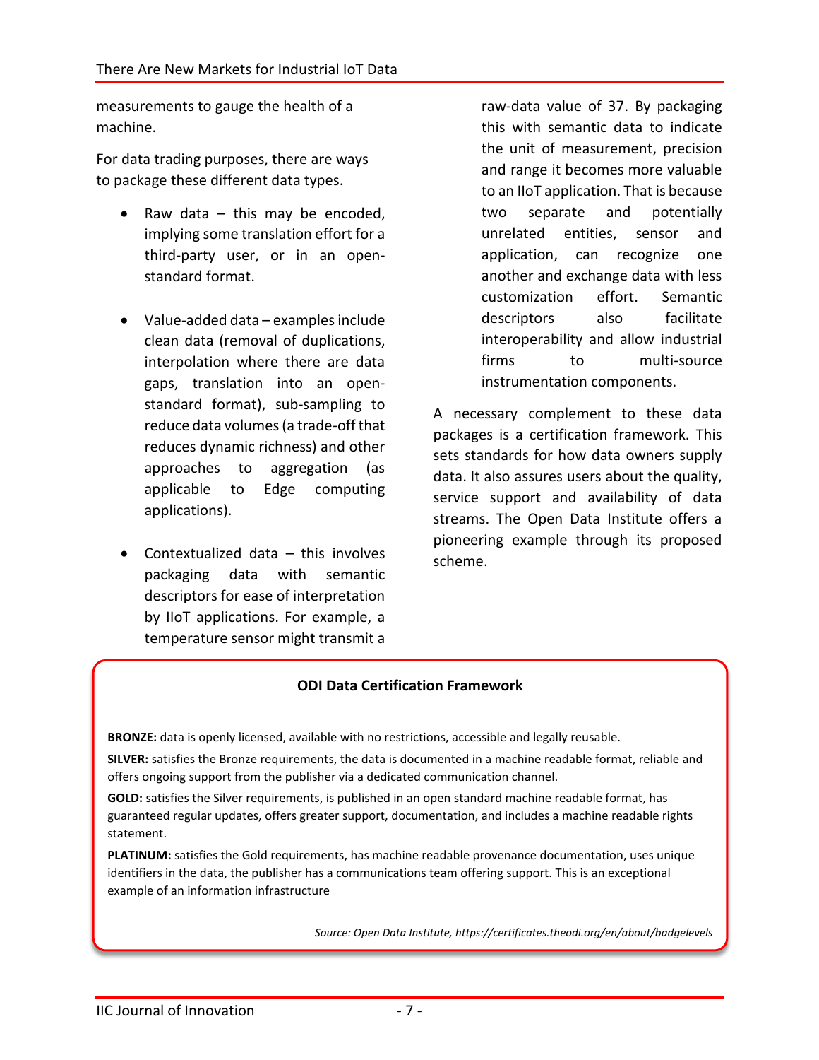measurements to gauge the health of a machine.

For data trading purposes, there are ways to package these different data types.

- Raw data – this may be encoded, implying some translation effort for a third-party user, or in an open-standard format.

- Value-added data – examples include clean data (removal of duplications, interpolation where there are data gaps, translation into an open-standard format), sub-sampling to reduce data volumes (a trade-off that reduces dynamic richness) and other approaches to aggregation (as applicable to Edge computing applications).

- Contextualized data – this involves packaging data with semantic descriptors for ease of interpretation by IIoT applications. For example, a temperature sensor might transmit a raw-data value of 37. By packaging this with semantic data to indicate the unit of measurement, precision and range it becomes more valuable to an IIoT application. That is because two separate and potentially unrelated entities, sensor and application, can recognize one another and exchange data with less customization effort. Semantic descriptors also facilitate interoperability and allow industrial firms to multi-source instrumentation components.

A necessary complement to these data packages is a certification framework. This sets standards for how data owners supply data. It also assures users about the quality, service support and availability of data streams. The Open Data Institute offers a pioneering example through its proposed scheme.

**ODI Data Certification Framework**

**BRONZE:** data is openly licensed, available with no restrictions, accessible and legally reusable.

**SILVER:** satisfies the Bronze requirements, the data is documented in a machine readable format, reliable and offers ongoing support from the publisher via a dedicated communication channel.

**GOLD:** satisfies the Silver requirements, is published in an open standard machine readable format, has guaranteed regular updates, offers greater support, documentation, and includes a machine readable rights statement.

**PLATINUM:** satisfies the Gold requirements, has machine readable provenance documentation, uses unique identifiers in the data, the publisher has a communications team offering support. This is an exceptional example of an information infrastructure

*Source: Open Data Institute, https://certificates.theodi.org/en/about/badgelevels*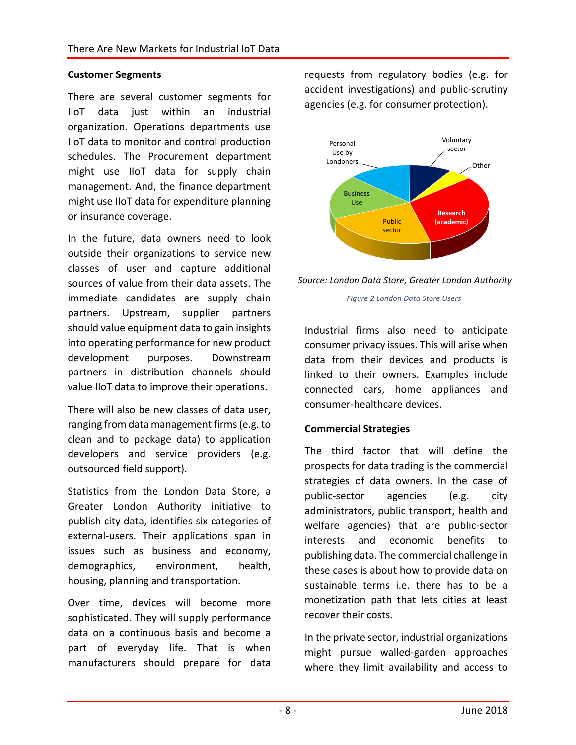### Customer Segments

There are several customer segments for IIoT data just within an industrial organization. Operations departments use IIoT data to monitor and control production schedules. The Procurement department might use IIoT data for supply chain management. And, the finance department might use IIoT data for expenditure planning or insurance coverage.

In the future, data owners need to look outside their organizations to service new classes of user and capture additional sources of value from their data assets. The immediate candidates are supply chain partners. Upstream, supplier partners should value equipment data to gain insights into operating performance for new product development purposes. Downstream partners in distribution channels should value IIoT data to improve their operations.

There will also be new classes of data user, ranging from data management firms (e.g. to clean and to package data) to application developers and service providers (e.g. outsourced field support).

Statistics from the London Data Store, a Greater London Authority initiative to publish city data, identifies six categories of external-users. Their applications span in issues such as business and economy, demographics, environment, health, housing, planning and transportation.

Over time, devices will become more sophisticated. They will supply performance data on a continuous basis and become a part of everyday life. That is when manufacturers should prepare for data requests from regulatory bodies (e.g. for accident investigations) and public-scrutiny agencies (e.g. for consumer protection).

*Source: London Data Store, Greater London Authority*

*Figure 2 London Data Store Users*

Industrial firms also need to anticipate consumer privacy issues. This will arise when data from their devices and products is linked to their owners. Examples include connected cars, home appliances and consumer-healthcare devices.

### Commercial Strategies

The third factor that will define the prospects for data trading is the commercial strategies of data owners. In the case of public-sector agencies (e.g. city administrators, public transport, health and welfare agencies) that are public-sector interests and economic benefits to publishing data. The commercial challenge in these cases is about how to provide data on sustainable terms i.e. there has to be a monetization path that lets cities at least recover their costs.

In the private sector, industrial organizations might pursue walled-garden approaches where they limit availability and access to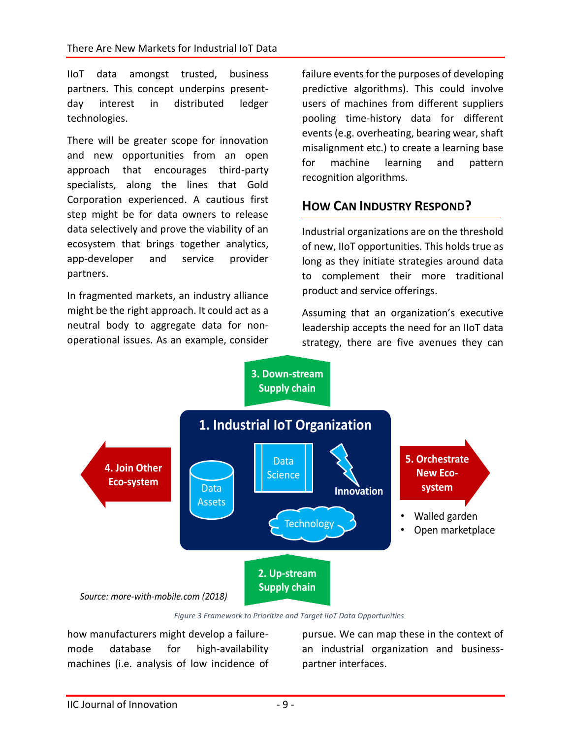IIoT data amongst trusted, business partners. This concept underpins present-day interest in distributed ledger technologies.

There will be greater scope for innovation and new opportunities from an open approach that encourages third-party specialists, along the lines that Gold Corporation experienced. A cautious first step might be for data owners to release data selectively and prove the viability of an ecosystem that brings together analytics, app-developer and service provider partners.

In fragmented markets, an industry alliance might be the right approach. It could act as a neutral body to aggregate data for non-operational issues. As an example, consider how manufacturers might develop a failure-mode database for high-availability machines (i.e. analysis of low incidence of failure events for the purposes of developing predictive algorithms). This could involve users of machines from different suppliers pooling time-history data for different events (e.g. overheating, bearing wear, shaft misalignment etc.) to create a learning base for machine learning and pattern recognition algorithms.

## How Can Industry Respond?

Industrial organizations are on the threshold of new, IIoT opportunities. This holds true as long as they initiate strategies around data to complement their more traditional product and service offerings.

Assuming that an organization's executive leadership accepts the need for an IIoT data strategy, there are five avenues they can pursue. We can map these in the context of an industrial organization and business-partner interfaces.

*Source: more-with-mobile.com (2018)*

*Figure 3 Framework to Prioritize and Target IIoT Data Opportunities*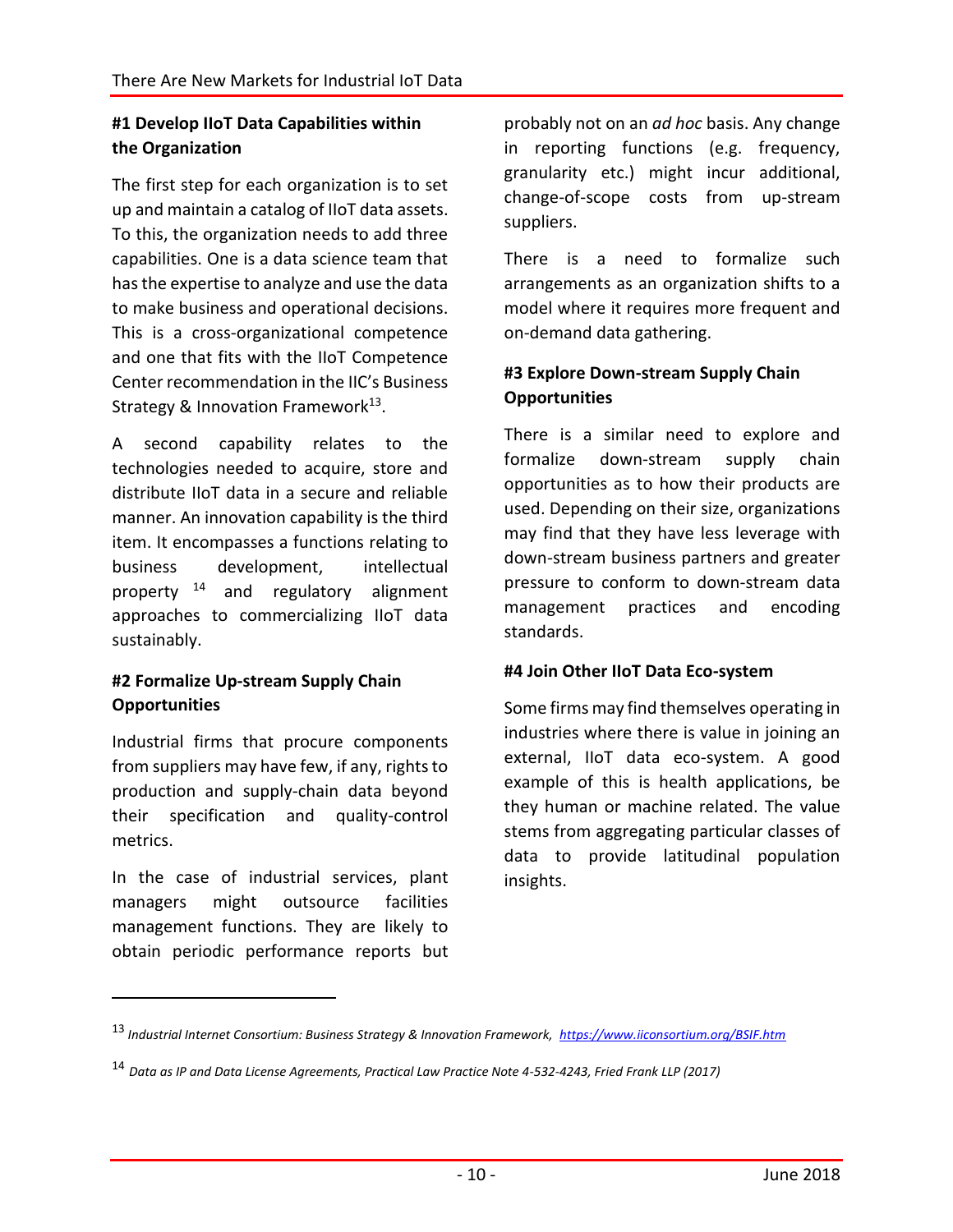### #1 Develop IIoT Data Capabilities within the Organization

The first step for each organization is to set up and maintain a catalog of IIoT data assets. To this, the organization needs to add three capabilities. One is a data science team that has the expertise to analyze and use the data to make business and operational decisions. This is a cross-organizational competence and one that fits with the IIoT Competence Center recommendation in the IIC's Business Strategy & Innovation Framework[13].

A second capability relates to the technologies needed to acquire, store and distribute IIoT data in a secure and reliable manner. An innovation capability is the third item. It encompasses a functions relating to business development, intellectual property [14] and regulatory alignment approaches to commercializing IIoT data sustainably.

### #2 Formalize Up-stream Supply Chain Opportunities

Industrial firms that procure components from suppliers may have few, if any, rights to production and supply-chain data beyond their specification and quality-control metrics.

In the case of industrial services, plant managers might outsource facilities management functions. They are likely to obtain periodic performance reports but probably not on an *ad hoc* basis. Any change in reporting functions (e.g. frequency, granularity etc.) might incur additional, change-of-scope costs from up-stream suppliers.

There is a need to formalize such arrangements as an organization shifts to a model where it requires more frequent and on-demand data gathering.

### #3 Explore Down-stream Supply Chain Opportunities

There is a similar need to explore and formalize down-stream supply chain opportunities as to how their products are used. Depending on their size, organizations may find that they have less leverage with down-stream business partners and greater pressure to conform to down-stream data management practices and encoding standards.

### #4 Join Other IIoT Data Eco-system

Some firms may find themselves operating in industries where there is value in joining an external, IIoT data eco-system. A good example of this is health applications, be they human or machine related. The value stems from aggregating particular classes of data to provide latitudinal population insights.

---

[13] *Industrial Internet Consortium: Business Strategy & Innovation Framework, https://www.iiconsortium.org/BSIF.htm*

[14] *Data as IP and Data License Agreements, Practical Law Practice Note 4-532-4243, Fried Frank LLP (2017)*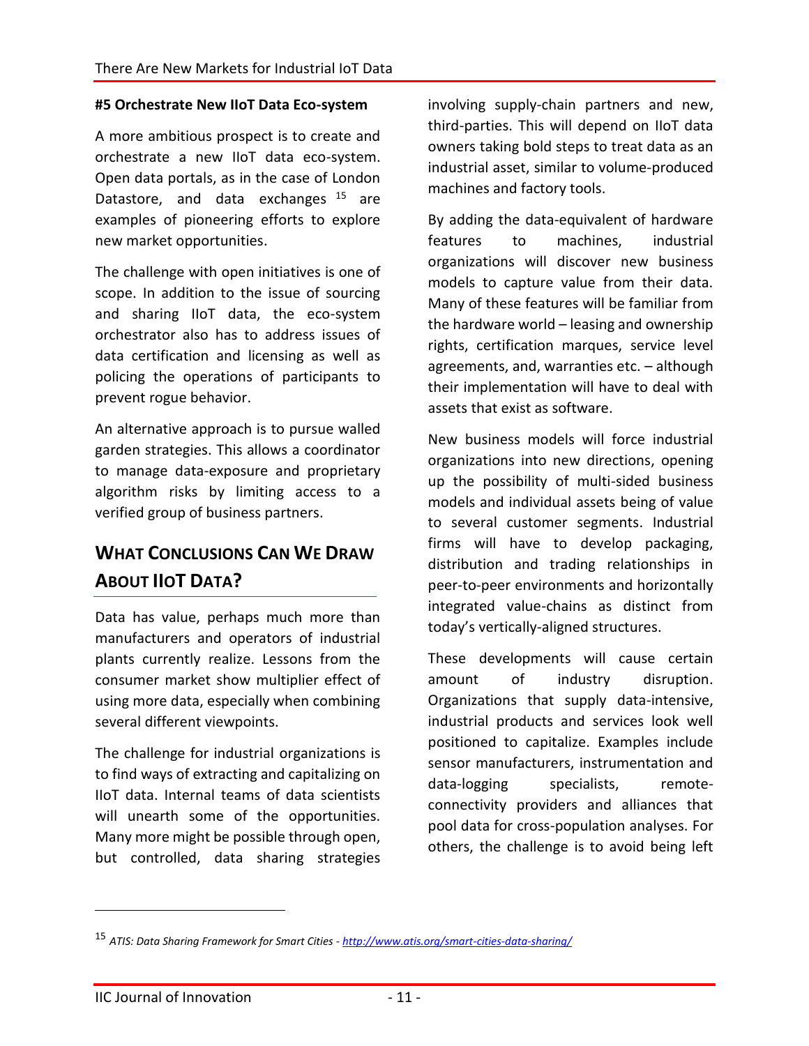#### #5 Orchestrate New IIoT Data Eco-system

A more ambitious prospect is to create and orchestrate a new IIoT data eco-system. Open data portals, as in the case of London Datastore, and data exchanges [15] are examples of pioneering efforts to explore new market opportunities.

The challenge with open initiatives is one of scope. In addition to the issue of sourcing and sharing IIoT data, the eco-system orchestrator also has to address issues of data certification and licensing as well as policing the operations of participants to prevent rogue behavior.

An alternative approach is to pursue walled garden strategies. This allows a coordinator to manage data-exposure and proprietary algorithm risks by limiting access to a verified group of business partners.

## What Conclusions Can We Draw About IIoT Data?

Data has value, perhaps much more than manufacturers and operators of industrial plants currently realize. Lessons from the consumer market show multiplier effect of using more data, especially when combining several different viewpoints.

The challenge for industrial organizations is to find ways of extracting and capitalizing on IIoT data. Internal teams of data scientists will unearth some of the opportunities. Many more might be possible through open, but controlled, data sharing strategies involving supply-chain partners and new, third-parties. This will depend on IIoT data owners taking bold steps to treat data as an industrial asset, similar to volume-produced machines and factory tools.

By adding the data-equivalent of hardware features to machines, industrial organizations will discover new business models to capture value from their data. Many of these features will be familiar from the hardware world – leasing and ownership rights, certification marques, service level agreements, and, warranties etc. – although their implementation will have to deal with assets that exist as software.

New business models will force industrial organizations into new directions, opening up the possibility of multi-sided business models and individual assets being of value to several customer segments. Industrial firms will have to develop packaging, distribution and trading relationships in peer-to-peer environments and horizontally integrated value-chains as distinct from today's vertically-aligned structures.

These developments will cause certain amount of industry disruption. Organizations that supply data-intensive, industrial products and services look well positioned to capitalize. Examples include sensor manufacturers, instrumentation and data-logging specialists, remote-connectivity providers and alliances that pool data for cross-population analyses. For others, the challenge is to avoid being left

---

[15] *ATIS: Data Sharing Framework for Smart Cities - http://www.atis.org/smart-cities-data-sharing/*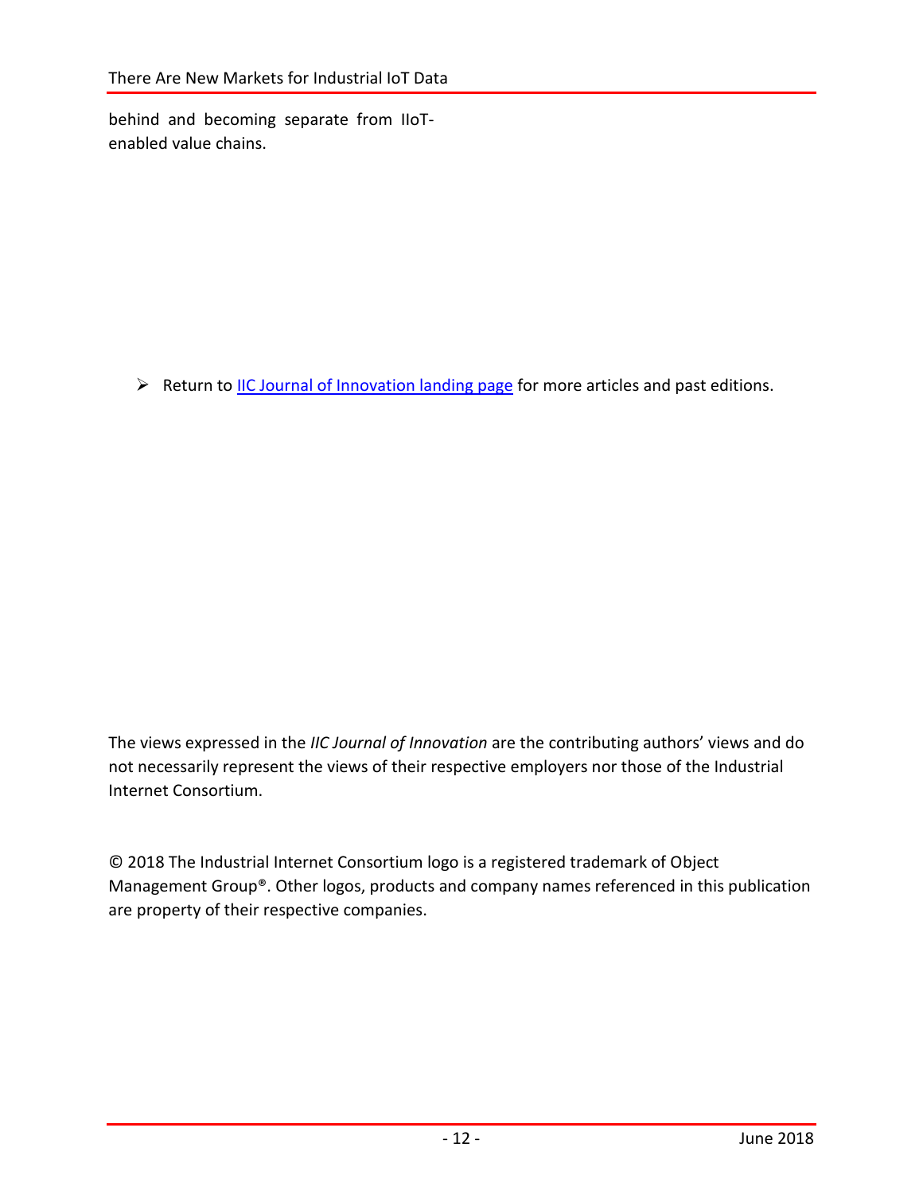behind and becoming separate from IIoT-enabled value chains.

- Return to [IIC Journal of Innovation landing page]() for more articles and past editions.

The views expressed in the *IIC Journal of Innovation* are the contributing authors' views and do not necessarily represent the views of their respective employers nor those of the Industrial Internet Consortium.

© 2018 The Industrial Internet Consortium logo is a registered trademark of Object Management Group®. Other logos, products and company names referenced in this publication are property of their respective companies.